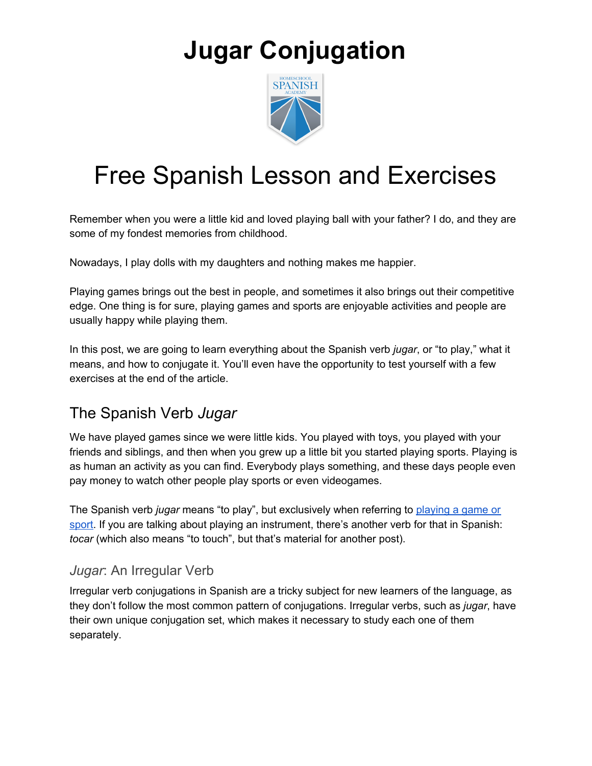# Jugar Conjugation

# Free Spanish Lesson and Exercises

Remember when you were a little kid and loved playing ball with your father? I do, and they are some of my fondest memories from childhood.

Nowadays, I play dolls with my daughters and nothing makes me happier.

Playing games brings out the best in people, and sometimes it also brings out their competitive edge. One thing is for sure, playing games and sports are enjoyable activities and people are usually happy while playing them.

In this post, we are going to learn everything about the Spanish verb *jugar*, or "to play," what it means, and how to conjugate it. You'll even have the opportunity to test yourself with a few exercises at the end of the article.

## The Spanish Verb *Jugar*

We have played games since we were little kids. You played with toys, you played with your friends and siblings, and then when you grew up a little bit you started playing sports. Playing is as human an activity as you can find. Everybody plays something, and these days people even pay money to watch other people play sports or even videogames.

The Spanish verb *jugar* means "to play", but exclusively when referring to playing a game or sport. If you are talking about playing an instrument, there's another verb for that in Spanish: *tocar* (which also means "to touch", but that's material for another post).

### *Jugar*: An Irregular Verb

Irregular verb conjugations in Spanish are a tricky subject for new learners of the language, as they don't follow the most common pattern of conjugations. Irregular verbs, such as *jugar*, have their own unique conjugation set, which makes it necessary to study each one of them separately.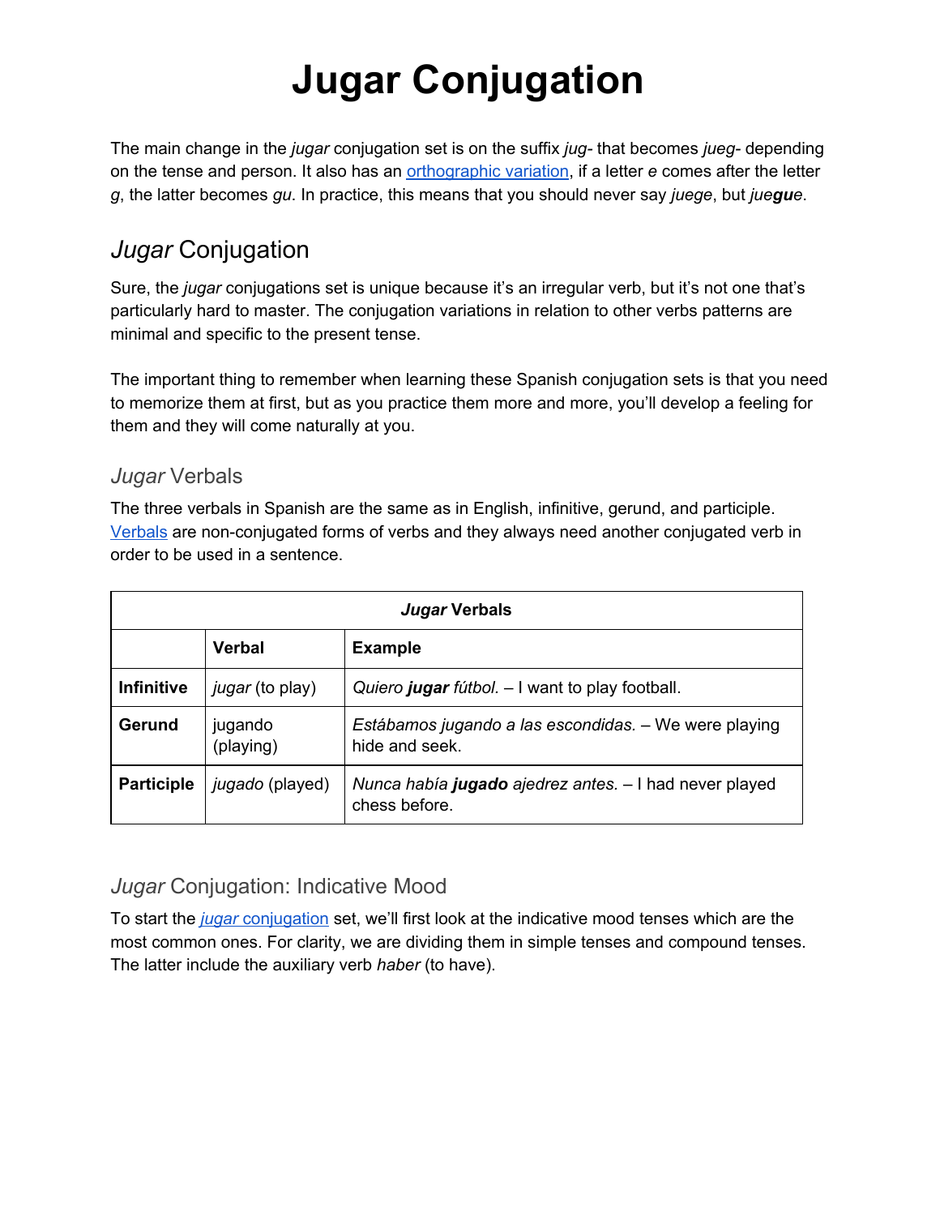# Jugar Conjugation

The main change in the *jugar* conjugation set is on the suffix *jug-* that becomes *jueg-* depending on the tense and person. It also has an [orthographic variation](), if a letter *e* comes after the letter *g*, the latter becomes *gu*. In practice, this means that you should never say *juege*, but *jue**gu**e*.

## *Jugar* Conjugation

Sure, the *jugar* conjugations set is unique because it's an irregular verb, but it's not one that's particularly hard to master. The conjugation variations in relation to other verbs patterns are minimal and specific to the present tense.

The important thing to remember when learning these Spanish conjugation sets is that you need to memorize them at first, but as you practice them more and more, you'll develop a feeling for them and they will come naturally at you.

### *Jugar* Verbals

The three verbals in Spanish are the same as in English, infinitive, gerund, and participle. [Verbals]() are non-conjugated forms of verbs and they always need another conjugated verb in order to be used in a sentence.

| ***Jugar* Verbals** | | |
|---|---|---|
| | **Verbal** | **Example** |
| **Infinitive** | *jugar* (to play) | *Quiero **jugar** fútbol.* – I want to play football. |
| **Gerund** | jugando (playing) | *Estábamos jugando a las escondidas.* – We were playing hide and seek. |
| **Participle** | *jugado* (played) | *Nunca había **jugado** ajedrez antes.* – I had never played chess before. |

### *Jugar* Conjugation: Indicative Mood

To start the [*jugar* conjugation]() set, we'll first look at the indicative mood tenses which are the most common ones. For clarity, we are dividing them in simple tenses and compound tenses. The latter include the auxiliary verb *haber* (to have).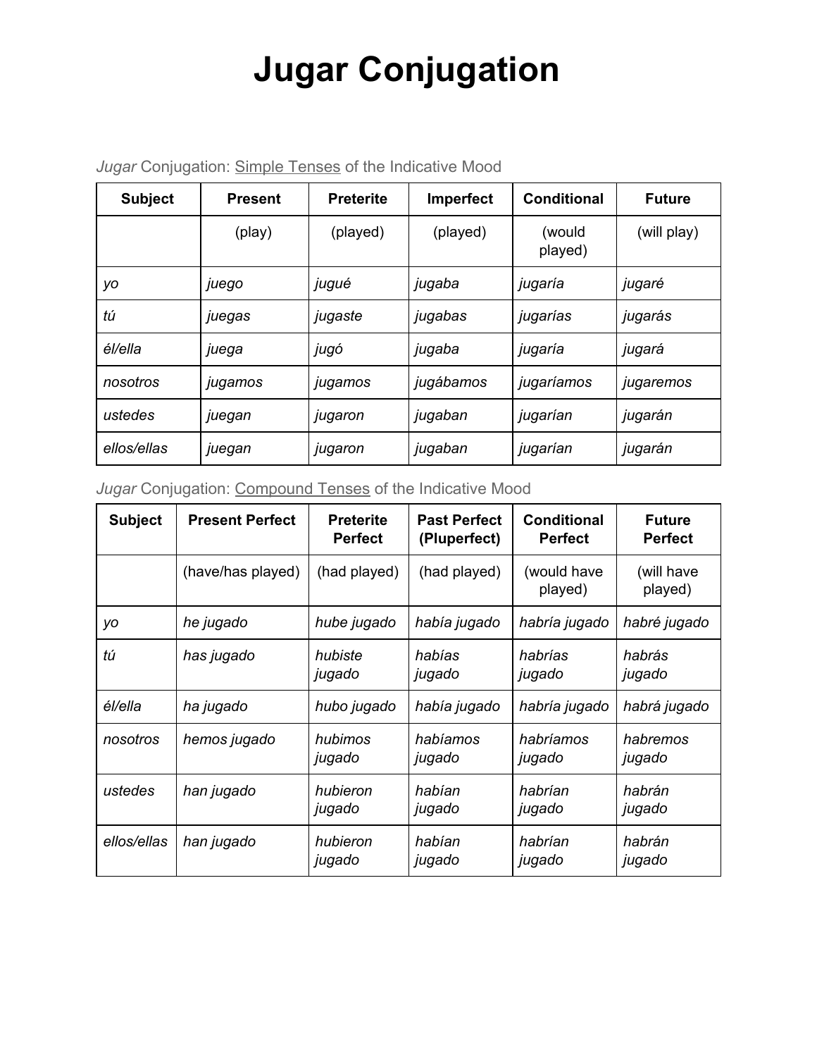# Jugar Conjugation

*Jugar* Conjugation: Simple Tenses of the Indicative Mood

| Subject | Present | Preterite | Imperfect | Conditional | Future |
|---|---|---|---|---|---|
| | (play) | (played) | (played) | (would played) | (will play) |
| *yo* | *juego* | *jugué* | *jugaba* | *jugaría* | *jugaré* |
| *tú* | *juegas* | *jugaste* | *jugabas* | *jugarías* | *jugarás* |
| *él/ella* | *juega* | *jugó* | *jugaba* | *jugaría* | *jugará* |
| *nosotros* | *jugamos* | *jugamos* | *jugábamos* | *jugaríamos* | *jugaremos* |
| *ustedes* | *juegan* | *jugaron* | *jugaban* | *jugarían* | *jugarán* |
| *ellos/ellas* | *juegan* | *jugaron* | *jugaban* | *jugarían* | *jugarán* |

*Jugar* Conjugation: Compound Tenses of the Indicative Mood

| Subject | Present Perfect | Preterite Perfect | Past Perfect (Pluperfect) | Conditional Perfect | Future Perfect |
|---|---|---|---|---|---|
| | (have/has played) | (had played) | (had played) | (would have played) | (will have played) |
| *yo* | *he jugado* | *hube jugado* | *había jugado* | *habría jugado* | *habré jugado* |
| *tú* | *has jugado* | *hubiste jugado* | *habías jugado* | *habrías jugado* | *habrás jugado* |
| *él/ella* | *ha jugado* | *hubo jugado* | *había jugado* | *habría jugado* | *habrá jugado* |
| *nosotros* | *hemos jugado* | *hubimos jugado* | *habíamos jugado* | *habríamos jugado* | *habremos jugado* |
| *ustedes* | *han jugado* | *hubieron jugado* | *habían jugado* | *habrían jugado* | *habrán jugado* |
| *ellos/ellas* | *han jugado* | *hubieron jugado* | *habían jugado* | *habrían jugado* | *habrán jugado* |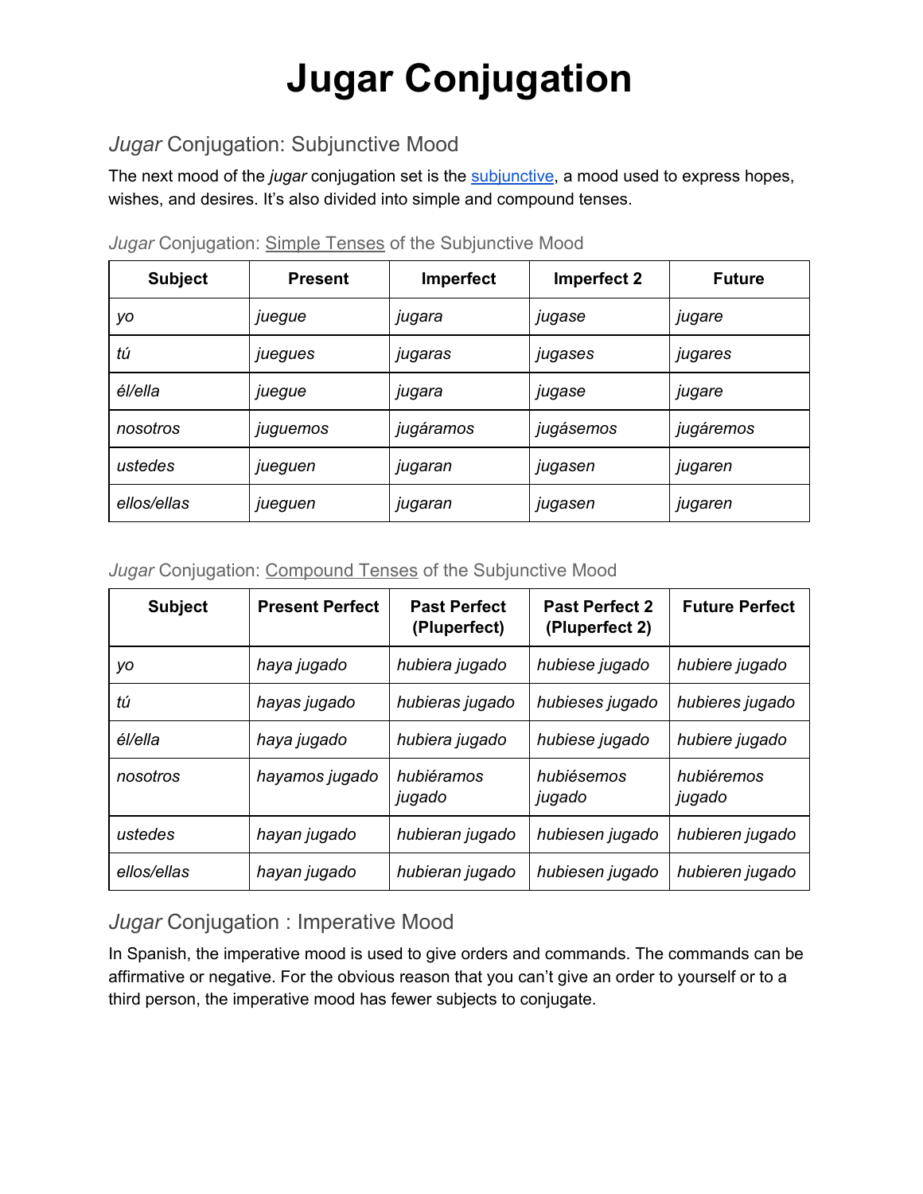# Jugar Conjugation

## *Jugar* Conjugation: Subjunctive Mood

The next mood of the *jugar* conjugation set is the subjunctive, a mood used to express hopes, wishes, and desires. It's also divided into simple and compound tenses.

### *Jugar* Conjugation: Simple Tenses of the Subjunctive Mood

| Subject | Present | Imperfect | Imperfect 2 | Future |
|---|---|---|---|---|
| *yo* | *juegue* | *jugara* | *jugase* | *jugare* |
| *tú* | *juegues* | *jugaras* | *jugases* | *jugares* |
| *él/ella* | *juegue* | *jugara* | *jugase* | *jugare* |
| *nosotros* | *juguemos* | *jugáramos* | *jugásemos* | *jugáremos* |
| *ustedes* | *jueguen* | *jugaran* | *jugasen* | *jugaren* |
| *ellos/ellas* | *jueguen* | *jugaran* | *jugasen* | *jugaren* |

### *Jugar* Conjugation: Compound Tenses of the Subjunctive Mood

| Subject | Present Perfect | Past Perfect (Pluperfect) | Past Perfect 2 (Pluperfect 2) | Future Perfect |
|---|---|---|---|---|
| *yo* | *haya jugado* | *hubiera jugado* | *hubiese jugado* | *hubiere jugado* |
| *tú* | *hayas jugado* | *hubieras jugado* | *hubieses jugado* | *hubieres jugado* |
| *él/ella* | *haya jugado* | *hubiera jugado* | *hubiese jugado* | *hubiere jugado* |
| *nosotros* | *hayamos jugado* | *hubiéramos jugado* | *hubiésemos jugado* | *hubiéremos jugado* |
| *ustedes* | *hayan jugado* | *hubieran jugado* | *hubiesen jugado* | *hubieren jugado* |
| *ellos/ellas* | *hayan jugado* | *hubieran jugado* | *hubiesen jugado* | *hubieren jugado* |

## *Jugar* Conjugation : Imperative Mood

In Spanish, the imperative mood is used to give orders and commands. The commands can be affirmative or negative. For the obvious reason that you can't give an order to yourself or to a third person, the imperative mood has fewer subjects to conjugate.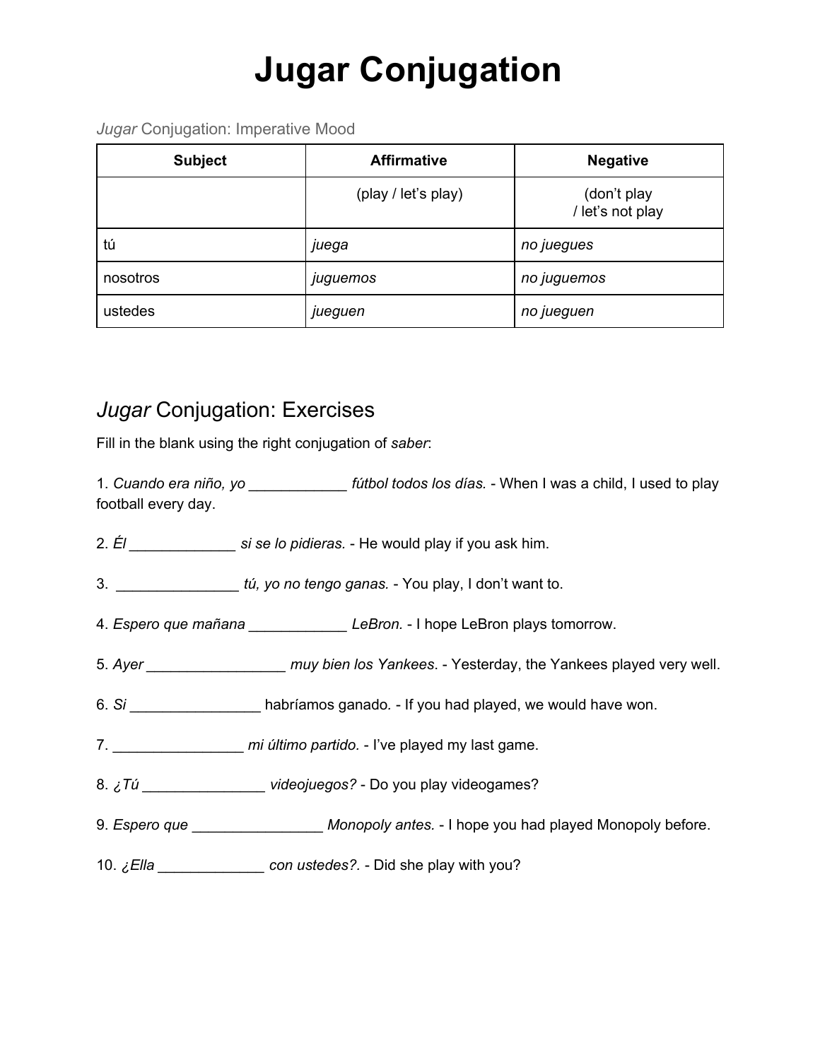# Jugar Conjugation

*Jugar* Conjugation: Imperative Mood

| Subject | Affirmative | Negative |
|---|---|---|
| | (play / let's play) | (don't play / let's not play |
| tú | *juega* | *no juegues* |
| nosotros | *juguemos* | *no juguemos* |
| ustedes | *jueguen* | *no jueguen* |

## *Jugar* Conjugation: Exercises

Fill in the blank using the right conjugation of *saber*:

1. *Cuando era niño, yo ____________ fútbol todos los días.* - When I was a child, I used to play football every day.

2. *Él _____________ si se lo pidieras.* - He would play if you ask him.

3. _______________ *tú, yo no tengo ganas.* - You play, I don't want to.

4. *Espero que mañana ____________ LeBron.* - I hope LeBron plays tomorrow.

5. *Ayer _________________ muy bien los Yankees*. - Yesterday, the Yankees played very well.

6. *Si ________________* habríamos ganado. - If you had played, we would have won.

7. ________________ *mi último partido.* - I've played my last game.

8. *¿Tú _______________ videojuegos?* - Do you play videogames?

9. *Espero que ________________ Monopoly antes.* - I hope you had played Monopoly before.

10. *¿Ella _____________ con ustedes?.* - Did she play with you?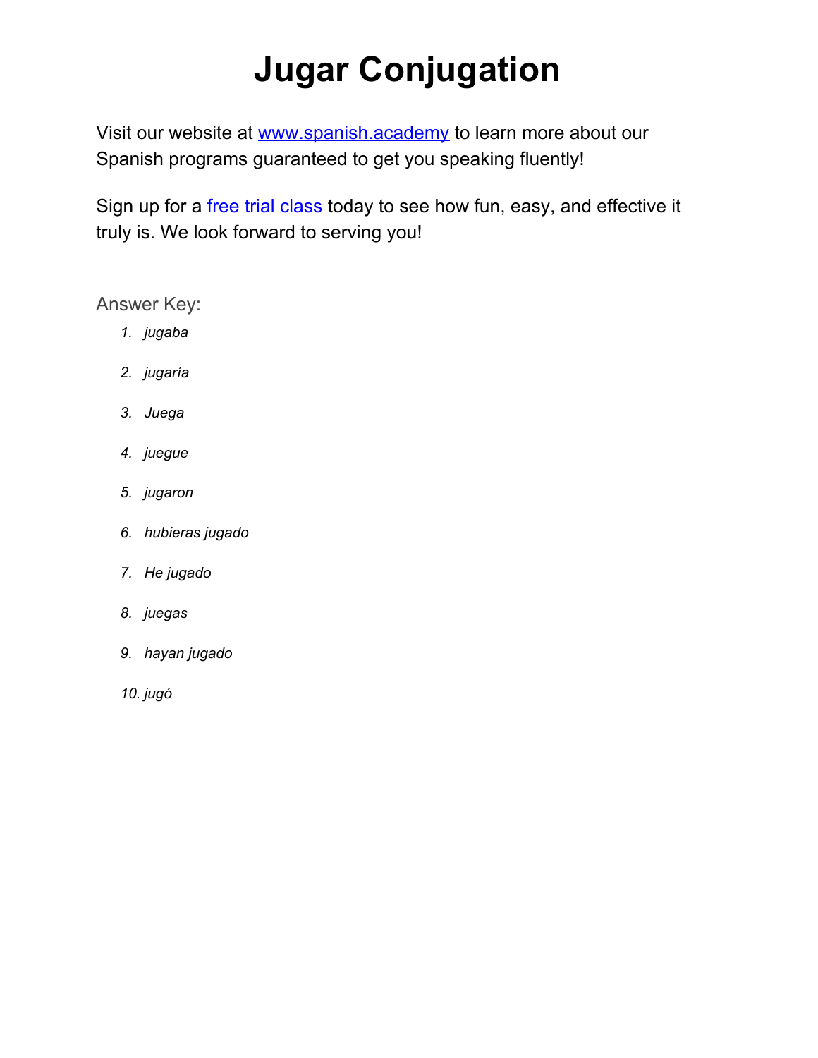# Jugar Conjugation

Visit our website at [www.spanish.academy](http://www.spanish.academy) to learn more about our Spanish programs guaranteed to get you speaking fluently!

Sign up for a [free trial class](#) today to see how fun, easy, and effective it truly is. We look forward to serving you!

Answer Key:

1. *jugaba*
2. *jugaría*
3. *Juega*
4. *juegue*
5. *jugaron*
6. *hubieras jugado*
7. *He jugado*
8. *juegas*
9. *hayan jugado*
10. *jugó*